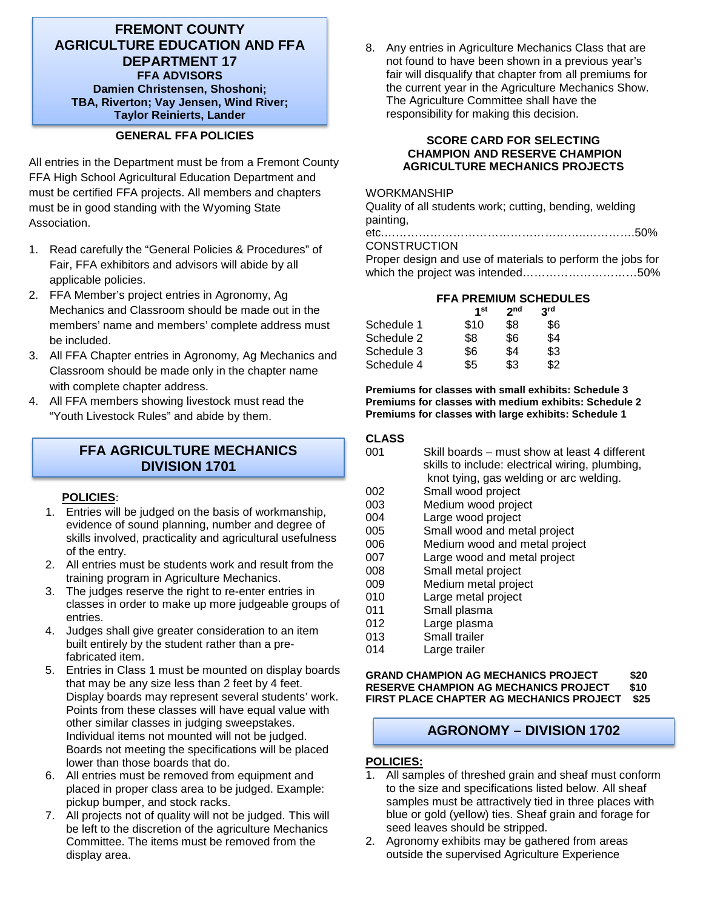# FREMONT COUNTY AGRICULTURE EDUCATION AND FFA DEPARTMENT 17

**FFA ADVISORS**
**Damien Christensen, Shoshoni; TBA, Riverton; Vay Jensen, Wind River; Taylor Reinierts, Lander**

### GENERAL FFA POLICIES

All entries in the Department must be from a Fremont County FFA High School Agricultural Education Department and must be certified FFA projects. All members and chapters must be in good standing with the Wyoming State Association.

1. Read carefully the "General Policies & Procedures" of Fair, FFA exhibitors and advisors will abide by all applicable policies.
2. FFA Member's project entries in Agronomy, Ag Mechanics and Classroom should be made out in the members' name and members' complete address must be included.
3. All FFA Chapter entries in Agronomy, Ag Mechanics and Classroom should be made only in the chapter name with complete chapter address.
4. All FFA members showing livestock must read the "Youth Livestock Rules" and abide by them.

## FFA AGRICULTURE MECHANICS DIVISION 1701

**POLICIES**:

1. Entries will be judged on the basis of workmanship, evidence of sound planning, number and degree of skills involved, practicality and agricultural usefulness of the entry.
2. All entries must be students work and result from the training program in Agriculture Mechanics.
3. The judges reserve the right to re-enter entries in classes in order to make up more judgeable groups of entries.
4. Judges shall give greater consideration to an item built entirely by the student rather than a pre-fabricated item.
5. Entries in Class 1 must be mounted on display boards that may be any size less than 2 feet by 4 feet. Display boards may represent several students' work. Points from these classes will have equal value with other similar classes in judging sweepstakes. Individual items not mounted will not be judged. Boards not meeting the specifications will be placed lower than those boards that do.
6. All entries must be removed from equipment and placed in proper class area to be judged. Example: pickup bumper, and stock racks.
7. All projects not of quality will not be judged. This will be left to the discretion of the agriculture Mechanics Committee. The items must be removed from the display area.
8. Any entries in Agriculture Mechanics Class that are not found to have been shown in a previous year's fair will disqualify that chapter from all premiums for the current year in the Agriculture Mechanics Show. The Agriculture Committee shall have the responsibility for making this decision.

### SCORE CARD FOR SELECTING CHAMPION AND RESERVE CHAMPION AGRICULTURE MECHANICS PROJECTS

WORKMANSHIP
Quality of all students work; cutting, bending, welding painting, etc.……………………………………………………50%
CONSTRUCTION
Proper design and use of materials to perform the jobs for which the project was intended…………………………50%

### FFA PREMIUM SCHEDULES

| | 1st | 2nd | 3rd |
|---|---|---|---|
| Schedule 1 | $10 | $8 | $6 |
| Schedule 2 | $8 | $6 | $4 |
| Schedule 3 | $6 | $4 | $3 |
| Schedule 4 | $5 | $3 | $2 |

**Premiums for classes with small exhibits: Schedule 3**
**Premiums for classes with medium exhibits: Schedule 2**
**Premiums for classes with large exhibits: Schedule 1**

| CLASS | |
|---|---|
| 001 | Skill boards – must show at least 4 different skills to include: electrical wiring, plumbing, knot tying, gas welding or arc welding. |
| 002 | Small wood project |
| 003 | Medium wood project |
| 004 | Large wood project |
| 005 | Small wood and metal project |
| 006 | Medium wood and metal project |
| 007 | Large wood and metal project |
| 008 | Small metal project |
| 009 | Medium metal project |
| 010 | Large metal project |
| 011 | Small plasma |
| 012 | Large plasma |
| 013 | Small trailer |
| 014 | Large trailer |

**GRAND CHAMPION AG MECHANICS PROJECT $20**
**RESERVE CHAMPION AG MECHANICS PROJECT $10**
**FIRST PLACE CHAPTER AG MECHANICS PROJECT $25**

## AGRONOMY – DIVISION 1702

**POLICIES:**

1. All samples of threshed grain and sheaf must conform to the size and specifications listed below. All sheaf samples must be attractively tied in three places with blue or gold (yellow) ties. Sheaf grain and forage for seed leaves should be stripped.
2. Agronomy exhibits may be gathered from areas outside the supervised Agriculture Experience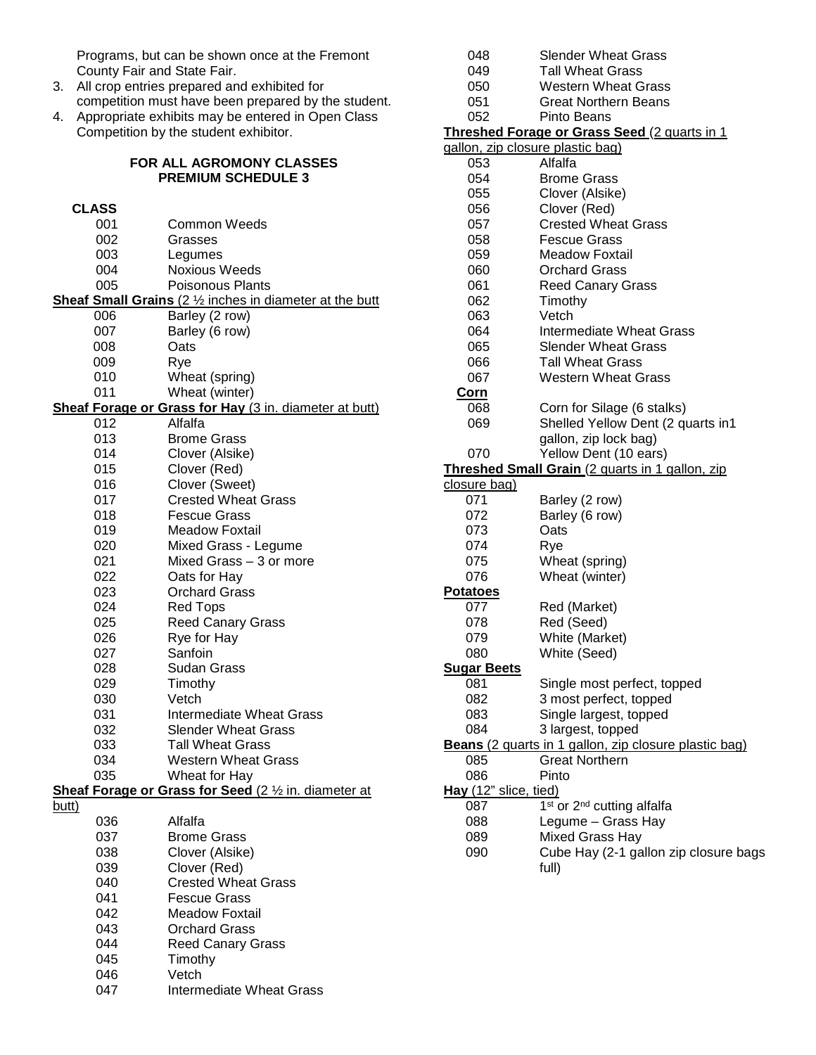Programs, but can be shown once at the Fremont County Fair and State Fair.

3. All crop entries prepared and exhibited for competition must have been prepared by the student.
4. Appropriate exhibits may be entered in Open Class Competition by the student exhibitor.

**FOR ALL AGROMONY CLASSES**
**PREMIUM SCHEDULE 3**

**CLASS**

| | |
|---|---|
| 001 | Common Weeds |
| 002 | Grasses |
| 003 | Legumes |
| 004 | Noxious Weeds |
| 005 | Poisonous Plants |

**Sheaf Small Grains** (2 ½ inches in diameter at the butt

| | |
|---|---|
| 006 | Barley (2 row) |
| 007 | Barley (6 row) |
| 008 | Oats |
| 009 | Rye |
| 010 | Wheat (spring) |
| 011 | Wheat (winter) |

**Sheaf Forage or Grass for Hay** (3 in. diameter at butt)

| | |
|---|---|
| 012 | Alfalfa |
| 013 | Brome Grass |
| 014 | Clover (Alsike) |
| 015 | Clover (Red) |
| 016 | Clover (Sweet) |
| 017 | Crested Wheat Grass |
| 018 | Fescue Grass |
| 019 | Meadow Foxtail |
| 020 | Mixed Grass - Legume |
| 021 | Mixed Grass – 3 or more |
| 022 | Oats for Hay |
| 023 | Orchard Grass |
| 024 | Red Tops |
| 025 | Reed Canary Grass |
| 026 | Rye for Hay |
| 027 | Sanfoin |
| 028 | Sudan Grass |
| 029 | Timothy |
| 030 | Vetch |
| 031 | Intermediate Wheat Grass |
| 032 | Slender Wheat Grass |
| 033 | Tall Wheat Grass |
| 034 | Western Wheat Grass |
| 035 | Wheat for Hay |

**Sheaf Forage or Grass for Seed** (2 ½ in. diameter at butt)

| | |
|---|---|
| 036 | Alfalfa |
| 037 | Brome Grass |
| 038 | Clover (Alsike) |
| 039 | Clover (Red) |
| 040 | Crested Wheat Grass |
| 041 | Fescue Grass |
| 042 | Meadow Foxtail |
| 043 | Orchard Grass |
| 044 | Reed Canary Grass |
| 045 | Timothy |
| 046 | Vetch |
| 047 | Intermediate Wheat Grass |
| 048 | Slender Wheat Grass |
| 049 | Tall Wheat Grass |
| 050 | Western Wheat Grass |
| 051 | Great Northern Beans |
| 052 | Pinto Beans |

**Threshed Forage or Grass Seed** (2 quarts in 1 gallon, zip closure plastic bag)

| | |
|---|---|
| 053 | Alfalfa |
| 054 | Brome Grass |
| 055 | Clover (Alsike) |
| 056 | Clover (Red) |
| 057 | Crested Wheat Grass |
| 058 | Fescue Grass |
| 059 | Meadow Foxtail |
| 060 | Orchard Grass |
| 061 | Reed Canary Grass |
| 062 | Timothy |
| 063 | Vetch |
| 064 | Intermediate Wheat Grass |
| 065 | Slender Wheat Grass |
| 066 | Tall Wheat Grass |
| 067 | Western Wheat Grass |

**Corn**

| | |
|---|---|
| 068 | Corn for Silage (6 stalks) |
| 069 | Shelled Yellow Dent (2 quarts in1 gallon, zip lock bag) |
| 070 | Yellow Dent (10 ears) |

**Threshed Small Grain** (2 quarts in 1 gallon, zip closure bag)

| | |
|---|---|
| 071 | Barley (2 row) |
| 072 | Barley (6 row) |
| 073 | Oats |
| 074 | Rye |
| 075 | Wheat (spring) |
| 076 | Wheat (winter) |

**Potatoes**

| | |
|---|---|
| 077 | Red (Market) |
| 078 | Red (Seed) |
| 079 | White (Market) |
| 080 | White (Seed) |

**Sugar Beets**

| | |
|---|---|
| 081 | Single most perfect, topped |
| 082 | 3 most perfect, topped |
| 083 | Single largest, topped |
| 084 | 3 largest, topped |

**Beans** (2 quarts in 1 gallon, zip closure plastic bag)

| | |
|---|---|
| 085 | Great Northern |
| 086 | Pinto |

**Hay** (12" slice, tied)

| | |
|---|---|
| 087 | 1st or 2nd cutting alfalfa |
| 088 | Legume – Grass Hay |
| 089 | Mixed Grass Hay |
| 090 | Cube Hay (2-1 gallon zip closure bags full) |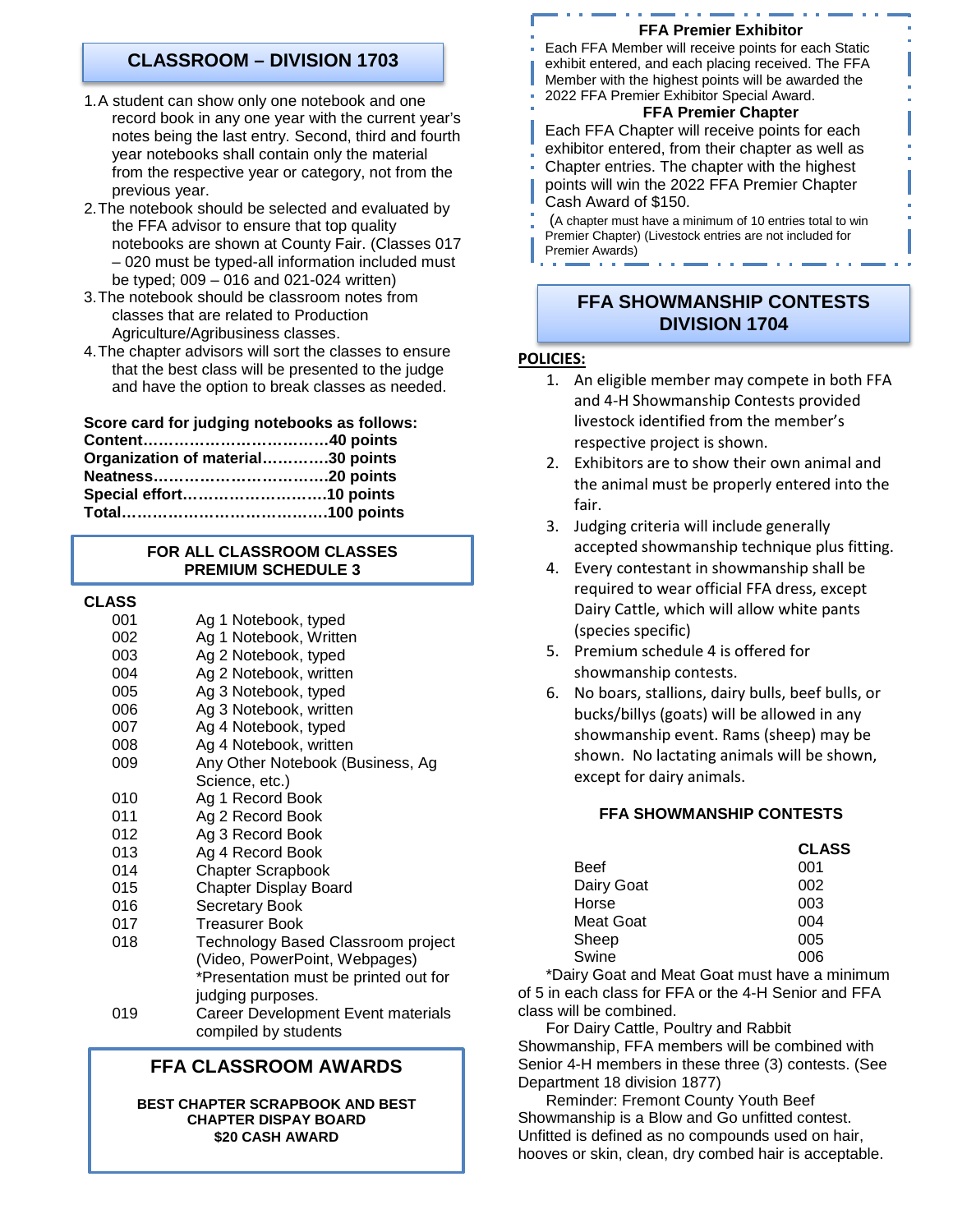## CLASSROOM – DIVISION 1703

1. A student can show only one notebook and one record book in any one year with the current year's notes being the last entry. Second, third and fourth year notebooks shall contain only the material from the respective year or category, not from the previous year.
2. The notebook should be selected and evaluated by the FFA advisor to ensure that top quality notebooks are shown at County Fair. (Classes 017 – 020 must be typed-all information included must be typed; 009 – 016 and 021-024 written)
3. The notebook should be classroom notes from classes that are related to Production Agriculture/Agribusiness classes.
4. The chapter advisors will sort the classes to ensure that the best class will be presented to the judge and have the option to break classes as needed.

**Score card for judging notebooks as follows:**
**Content……………………………….40 points**
**Organization of material…………30 points**
**Neatness…………………………….20 points**
**Special effort………………………10 points**
**Total………………………………….100 points**

**FOR ALL CLASSROOM CLASSES**
**PREMIUM SCHEDULE 3**

| CLASS | |
|---|---|
| 001 | Ag 1 Notebook, typed |
| 002 | Ag 1 Notebook, Written |
| 003 | Ag 2 Notebook, typed |
| 004 | Ag 2 Notebook, written |
| 005 | Ag 3 Notebook, typed |
| 006 | Ag 3 Notebook, written |
| 007 | Ag 4 Notebook, typed |
| 008 | Ag 4 Notebook, written |
| 009 | Any Other Notebook (Business, Ag Science, etc.) |
| 010 | Ag 1 Record Book |
| 011 | Ag 2 Record Book |
| 012 | Ag 3 Record Book |
| 013 | Ag 4 Record Book |
| 014 | Chapter Scrapbook |
| 015 | Chapter Display Board |
| 016 | Secretary Book |
| 017 | Treasurer Book |
| 018 | Technology Based Classroom project (Video, PowerPoint, Webpages) *Presentation must be printed out for judging purposes. |
| 019 | Career Development Event materials compiled by students |

### FFA CLASSROOM AWARDS

**BEST CHAPTER SCRAPBOOK AND BEST CHAPTER DISPAY BOARD**
**$20 CASH AWARD**

**FFA Premier Exhibitor**

Each FFA Member will receive points for each Static exhibit entered, and each placing received. The FFA Member with the highest points will be awarded the 2022 FFA Premier Exhibitor Special Award.

**FFA Premier Chapter**

Each FFA Chapter will receive points for each exhibitor entered, from their chapter as well as Chapter entries. The chapter with the highest points will win the 2022 FFA Premier Chapter Cash Award of $150.

(A chapter must have a minimum of 10 entries total to win Premier Chapter) (Livestock entries are not included for Premier Awards)

## FFA SHOWMANSHIP CONTESTS DIVISION 1704

**POLICIES:**

1. An eligible member may compete in both FFA and 4-H Showmanship Contests provided livestock identified from the member's respective project is shown.
2. Exhibitors are to show their own animal and the animal must be properly entered into the fair.
3. Judging criteria will include generally accepted showmanship technique plus fitting.
4. Every contestant in showmanship shall be required to wear official FFA dress, except Dairy Cattle, which will allow white pants (species specific)
5. Premium schedule 4 is offered for showmanship contests.
6. No boars, stallions, dairy bulls, beef bulls, or bucks/billys (goats) will be allowed in any showmanship event. Rams (sheep) may be shown. No lactating animals will be shown, except for dairy animals.

**FFA SHOWMANSHIP CONTESTS**

| | CLASS |
|---|---|
| Beef | 001 |
| Dairy Goat | 002 |
| Horse | 003 |
| Meat Goat | 004 |
| Sheep | 005 |
| Swine | 006 |

*Dairy Goat and Meat Goat must have a minimum of 5 in each class for FFA or the 4-H Senior and FFA class will be combined.

For Dairy Cattle, Poultry and Rabbit Showmanship, FFA members will be combined with Senior 4-H members in these three (3) contests. (See Department 18 division 1877)

Reminder: Fremont County Youth Beef Showmanship is a Blow and Go unfitted contest. Unfitted is defined as no compounds used on hair, hooves or skin, clean, dry combed hair is acceptable.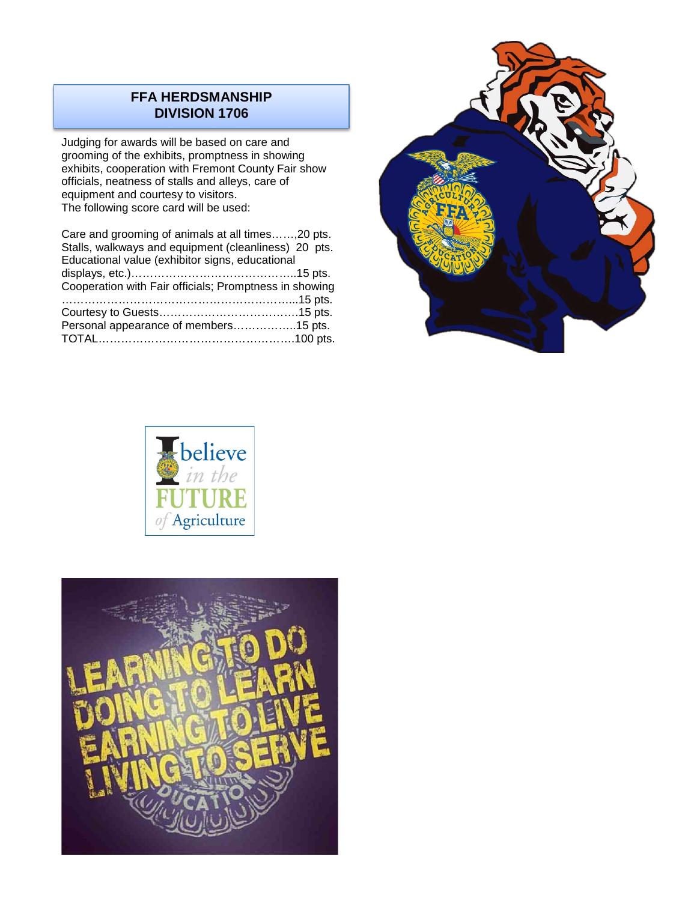## FFA HERDSMANSHIP
## DIVISION 1706

Judging for awards will be based on care and grooming of the exhibits, promptness in showing exhibits, cooperation with Fremont County Fair show officials, neatness of stalls and alleys, care of equipment and courtesy to visitors.
The following score card will be used:

Care and grooming of animals at all times……,20 pts.
Stalls, walkways and equipment (cleanliness) 20 pts.
Educational value (exhibitor signs, educational displays, etc.)……………………………………..15 pts.
Cooperation with Fair officials; Promptness in showing ………………………………………………………...15 pts.
Courtesy to Guests……………………………….15 pts.
Personal appearance of members……………..15 pts.
TOTAL……………………………………………….100 pts.